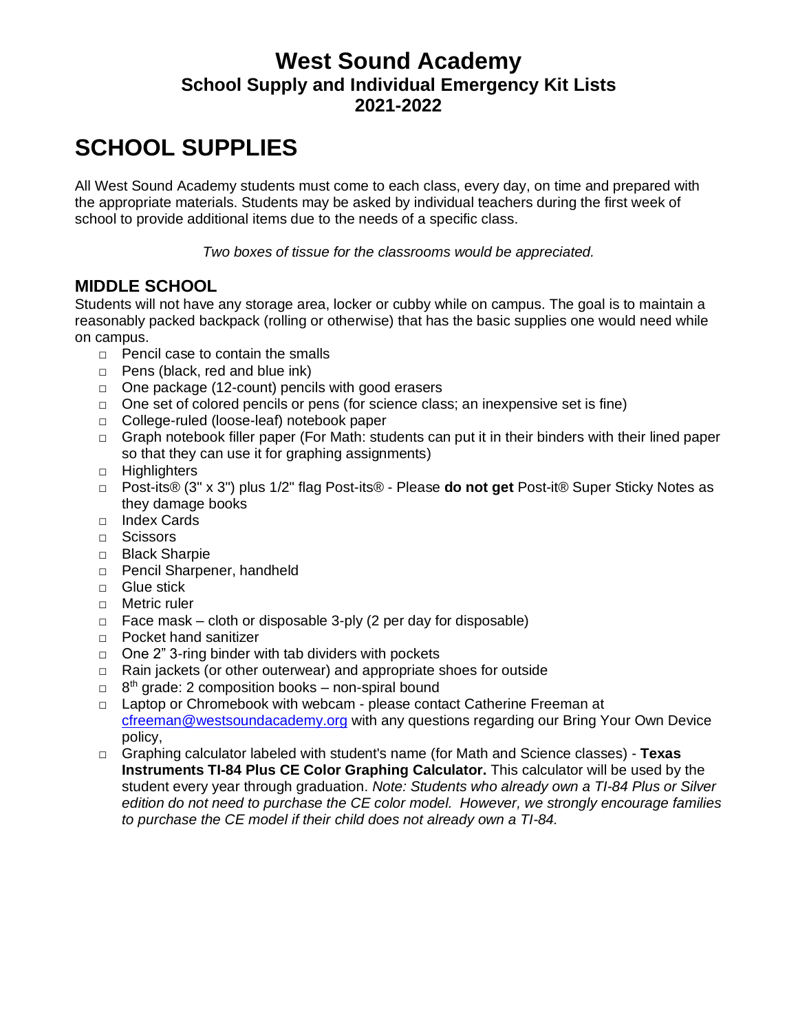# West Sound Academy
## School Supply and Individual Emergency Kit Lists
## 2021-2022

# SCHOOL SUPPLIES

All West Sound Academy students must come to each class, every day, on time and prepared with the appropriate materials. Students may be asked by individual teachers during the first week of school to provide additional items due to the needs of a specific class.

*Two boxes of tissue for the classrooms would be appreciated.*

## MIDDLE SCHOOL

Students will not have any storage area, locker or cubby while on campus. The goal is to maintain a reasonably packed backpack (rolling or otherwise) that has the basic supplies one would need while on campus.

- Pencil case to contain the smalls
- Pens (black, red and blue ink)
- One package (12-count) pencils with good erasers
- One set of colored pencils or pens (for science class; an inexpensive set is fine)
- College-ruled (loose-leaf) notebook paper
- Graph notebook filler paper (For Math: students can put it in their binders with their lined paper so that they can use it for graphing assignments)
- Highlighters
- Post-its® (3" x 3") plus 1/2" flag Post-its® - Please **do not get** Post-it® Super Sticky Notes as they damage books
- Index Cards
- Scissors
- Black Sharpie
- Pencil Sharpener, handheld
- Glue stick
- Metric ruler
- Face mask – cloth or disposable 3-ply (2 per day for disposable)
- Pocket hand sanitizer
- One 2" 3-ring binder with tab dividers with pockets
- Rain jackets (or other outerwear) and appropriate shoes for outside
- 8th grade: 2 composition books – non-spiral bound
- Laptop or Chromebook with webcam - please contact Catherine Freeman at cfreeman@westsoundacademy.org with any questions regarding our Bring Your Own Device policy,
- Graphing calculator labeled with student's name (for Math and Science classes) - **Texas Instruments TI-84 Plus CE Color Graphing Calculator.** This calculator will be used by the student every year through graduation. *Note: Students who already own a TI-84 Plus or Silver edition do not need to purchase the CE color model. However, we strongly encourage families to purchase the CE model if their child does not already own a TI-84.*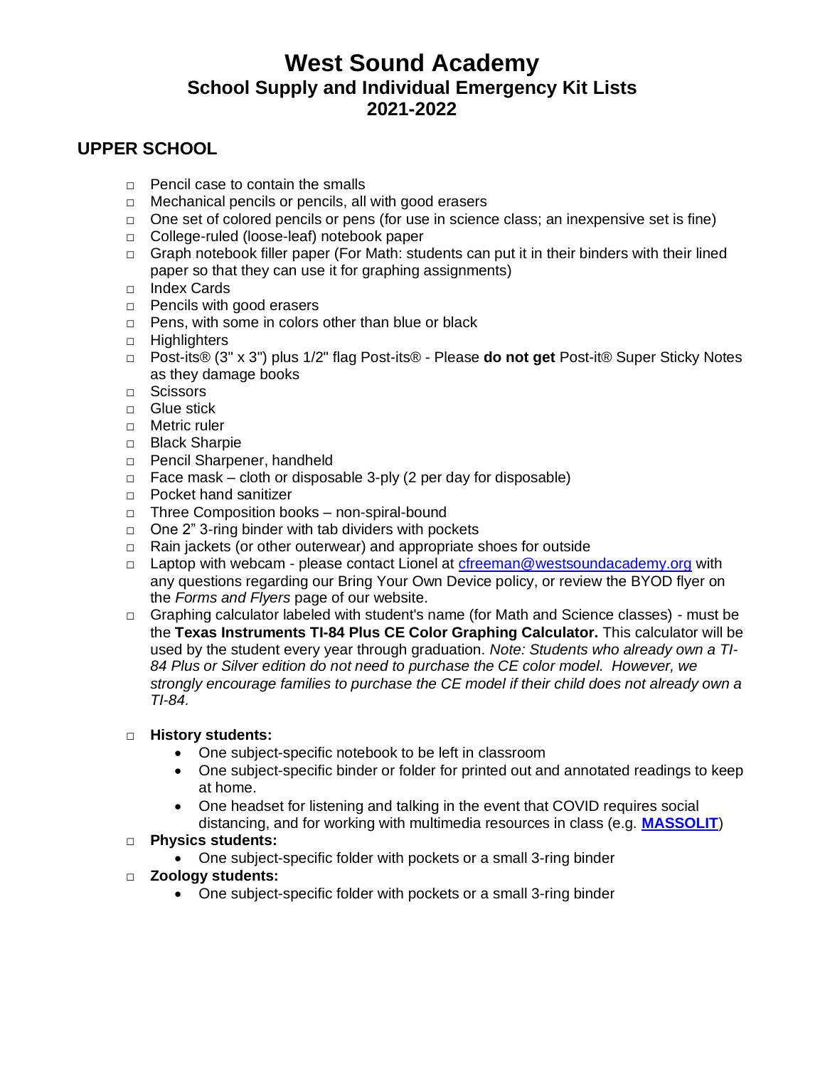# West Sound Academy

## School Supply and Individual Emergency Kit Lists

## 2021-2022

### UPPER SCHOOL

- □ Pencil case to contain the smalls
- □ Mechanical pencils or pencils, all with good erasers
- □ One set of colored pencils or pens (for use in science class; an inexpensive set is fine)
- □ College-ruled (loose-leaf) notebook paper
- □ Graph notebook filler paper (For Math: students can put it in their binders with their lined paper so that they can use it for graphing assignments)
- □ Index Cards
- □ Pencils with good erasers
- □ Pens, with some in colors other than blue or black
- □ Highlighters
- □ Post-its® (3" x 3") plus 1/2" flag Post-its® - Please **do not get** Post-it® Super Sticky Notes as they damage books
- □ Scissors
- □ Glue stick
- □ Metric ruler
- □ Black Sharpie
- □ Pencil Sharpener, handheld
- □ Face mask – cloth or disposable 3-ply (2 per day for disposable)
- □ Pocket hand sanitizer
- □ Three Composition books – non-spiral-bound
- □ One 2" 3-ring binder with tab dividers with pockets
- □ Rain jackets (or other outerwear) and appropriate shoes for outside
- □ Laptop with webcam - please contact Lionel at cfreeman@westsoundacademy.org with any questions regarding our Bring Your Own Device policy, or review the BYOD flyer on the *Forms and Flyers* page of our website.
- □ Graphing calculator labeled with student's name (for Math and Science classes) - must be the **Texas Instruments TI-84 Plus CE Color Graphing Calculator.** This calculator will be used by the student every year through graduation. *Note: Students who already own a TI-84 Plus or Silver edition do not need to purchase the CE color model. However, we strongly encourage families to purchase the CE model if their child does not already own a TI-84.*
- □ **History students:**
  - One subject-specific notebook to be left in classroom
  - One subject-specific binder or folder for printed out and annotated readings to keep at home.
  - One headset for listening and talking in the event that COVID requires social distancing, and for working with multimedia resources in class (e.g. **MASSOLIT**)
- □ **Physics students:**
  - One subject-specific folder with pockets or a small 3-ring binder
- □ **Zoology students:**
  - One subject-specific folder with pockets or a small 3-ring binder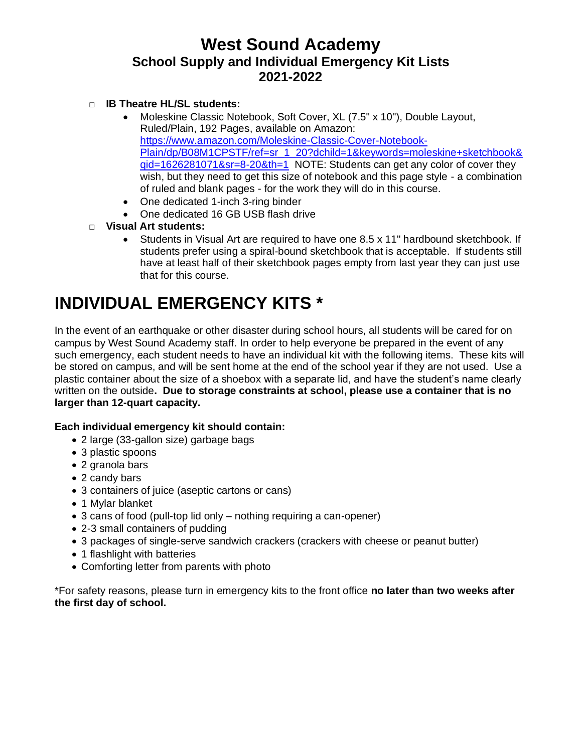# West Sound Academy
## School Supply and Individual Emergency Kit Lists
## 2021-2022

- **IB Theatre HL/SL students:**
  - Moleskine Classic Notebook, Soft Cover, XL (7.5" x 10"), Double Layout, Ruled/Plain, 192 Pages, available on Amazon: https://www.amazon.com/Moleskine-Classic-Cover-Notebook-Plain/dp/B08M1CPSTF/ref=sr_1_20?dchild=1&keywords=moleskine+sketchbook&qid=1626281071&sr=8-20&th=1 NOTE: Students can get any color of cover they wish, but they need to get this size of notebook and this page style - a combination of ruled and blank pages - for the work they will do in this course.
  - One dedicated 1-inch 3-ring binder
  - One dedicated 16 GB USB flash drive
- **Visual Art students:**
  - Students in Visual Art are required to have one 8.5 x 11" hardbound sketchbook. If students prefer using a spiral-bound sketchbook that is acceptable. If students still have at least half of their sketchbook pages empty from last year they can just use that for this course.

# INDIVIDUAL EMERGENCY KITS *

In the event of an earthquake or other disaster during school hours, all students will be cared for on campus by West Sound Academy staff. In order to help everyone be prepared in the event of any such emergency, each student needs to have an individual kit with the following items. These kits will be stored on campus, and will be sent home at the end of the school year if they are not used. Use a plastic container about the size of a shoebox with a separate lid, and have the student's name clearly written on the outside. **Due to storage constraints at school, please use a container that is no larger than 12-quart capacity.**

**Each individual emergency kit should contain:**

- 2 large (33-gallon size) garbage bags
- 3 plastic spoons
- 2 granola bars
- 2 candy bars
- 3 containers of juice (aseptic cartons or cans)
- 1 Mylar blanket
- 3 cans of food (pull-top lid only – nothing requiring a can-opener)
- 2-3 small containers of pudding
- 3 packages of single-serve sandwich crackers (crackers with cheese or peanut butter)
- 1 flashlight with batteries
- Comforting letter from parents with photo

*For safety reasons, please turn in emergency kits to the front office **no later than two weeks after the first day of school.**